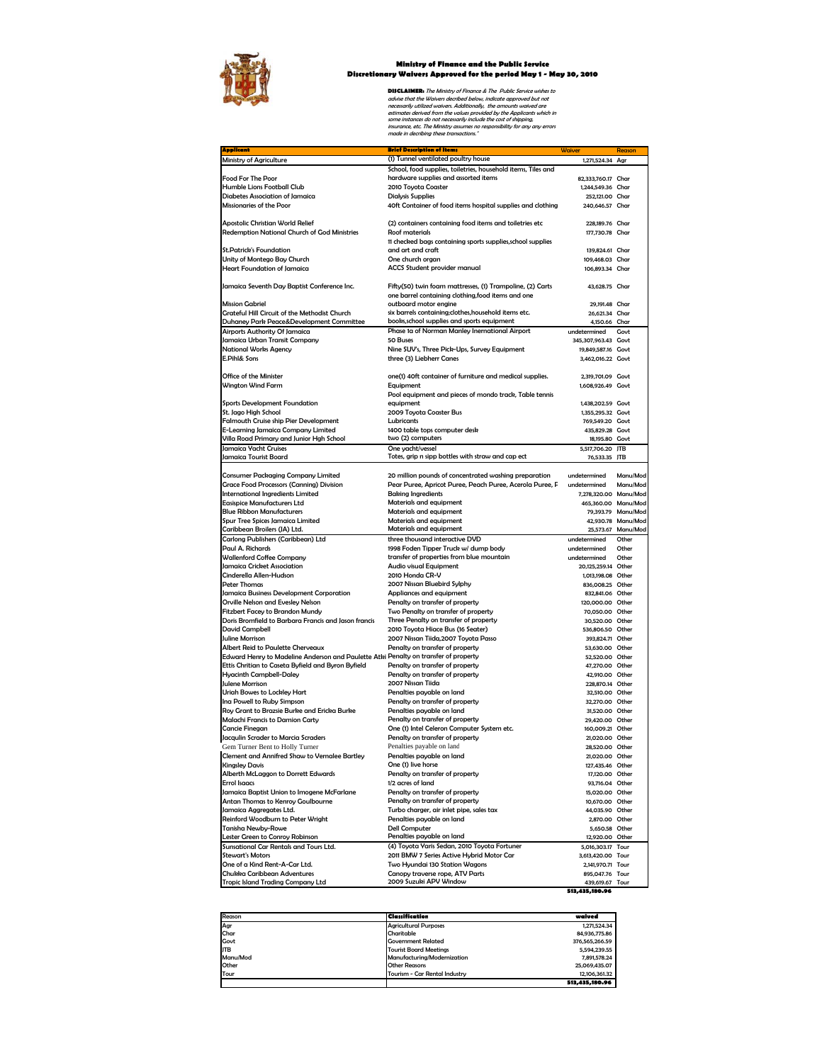# Ministry of Finance and the Public Service
## Discretionary Waivers Approved for the period May 1 - May 30, 2010

**DISCLAIMER:** *The Ministry of Finance & The Public Service wishes to advise that the Waivers decribed below, indicate approved but not necessarily utilized waivers. Additionally, the amounts waived are estimates derived from the values provided by the Applicants which in some instances do not necessarily include the cost of shipping, insurance, etc. The Ministry assumes no responsibility for any any errors made in decribing these transactions."*

| Applicant | Brief Description of Items | Waiver | Reason |
|---|---|---|---|
| Ministry of Agriculture | (1) Tunnel ventilated poultry house | 1,271,524.34 | Agr |
| Food For The Poor | School, food supplies, toiletries, household items, Tiles and hardware supplies and assorted items | 82,333,760.17 | Char |
| Humble Lions Football Club | 2010 Toyota Coaster | 1,244,549.36 | Char |
| Diabetes Association of Jamaica | Dialysis Supplies | 252,121.00 | Char |
| Missionaries of the Poor | 40ft Container of food items hospital supplies and clothing | 240,646.57 | Char |
| Apostolic Christian World Relief | (2) containers containing food items and toiletries etc | 228,189.76 | Char |
| Redemption National Church of God Ministries | Roof materials | 177,730.78 | Char |
| St.Patrick's Foundation | 11 checked bags containing sports supplies,school supplies and art and craft | 139,824.61 | Char |
| Unity of Montego Bay Church | One church organ | 109,468.03 | Char |
| Heart Foundation of Jamaica | ACCS Student provider manual | 106,893.34 | Char |
| Jamaica Seventh Day Baptist Conference Inc. | Fifty(50) twin foam mattresses, (1) Trampoline, (2) Carts | 43,628.75 | Char |
| Mission Gabriel | one barrel containing clothing,food items and one outboard motor engine | 29,191.48 | Char |
| Grateful Hill Circuit of the Methodist Church | six barrels containing;clothes,household items etc. | 26,621.34 | Char |
| Duhaney Park Peace&Development Committee | books,school supplies and sports equipment | 4,150.66 | Char |
| Airports Authority Of Jamaica | Phase 1a of Norman Manley Inernational Airport | undetermined | Govt |
| Jamaica Urban Transit Company | 50 Buses | 345,307,963.43 | Govt |
| National Works Agency | Nine SUV's, Three Pick-Ups, Survey Equipment | 19,849,587.16 | Govt |
| E.Pihl& Sons | three (3) Liebherr Canes | 3,462,016.22 | Govt |
| Office of the Minister | one(1) 40ft container of furniture and medical supplies. | 2,319,701.09 | Govt |
| Wigton Wind Farm | Equipment | 1,608,926.49 | Govt |
| Sports Development Foundation | Pool equipment and pieces of mondo track, Table tennis equipment | 1,438,202.59 | Govt |
| St. Jago High School | 2009 Toyota Coaster Bus | 1,355,295.32 | Govt |
| Falmouth Cruise ship Pier Development | Lubricants | 769,549.20 | Govt |
| E-Learning Jamaica Company Limited | 1400 table tops computer desk | 435,829.28 | Govt |
| Villa Road Primary and Junior Hgh School | two (2) computers | 18,195.80 | Govt |
| Jamaica Yacht Cruises | One yacht/vessel | 5,517,706.20 | JTB |
| Jamaica Tourist Board | Totes, grip n sipp bottles with straw and cap ect | 76,533.35 | JTB |
| Consumer Packaging Company Limited | 20 million pounds of concentrated washing preparation | undetermined | Manu/Mod |
| Grace Food Processors (Canning) Division | Pear Puree, Apricot Puree, Peach Puree, Acerola Puree, F | undetermined | Manu/Mod |
| International Ingredients Limited | Baking Ingredients | 7,278,320.00 | Manu/Mod |
| Easispice Manufacturers Ltd | Materials and equipment | 465,360.00 | Manu/Mod |
| Blue Ribbon Manufacturers | Materials and equipment | 79,393.79 | Manu/Mod |
| Spur Tree Spices Jamaica Limited | Materials and equipment | 42,930.78 | Manu/Mod |
| Caribbean Broilers (JA) Ltd. | Materials and equipment | 25,573.67 | Manu/Mod |
| Carlong Publishers (Caribbean) Ltd | three thousand interactive DVD | undetermined | Other |
| Paul A. Richards | 1998 Foden Tipper Truck w/ dump body | undetermined | Other |
| Wallenford Coffee Company | transfer of properties from blue mountain | undetermined | Other |
| Jamaica Cricket Association | Audio visual Equipment | 20,125,259.14 | Other |
| Cinderella Allen-Hudson | 2010 Honda CR-V | 1,013,198.08 | Other |
| Peter Thomas | 2007 Nissan Bluebird Sylphy | 836,008.25 | Other |
| Jamaica Business Development Corporation | Appliances and equipment | 832,841.06 | Other |
| Orville Nelson and Evesley Nelson | Penalty on transfer of property | 120,000.00 | Other |
| Fitzbert Facey to Brandon Mundy | Two Penalty on transfer of property | 70,050.00 | Other |
| Doris Bromfield to Barbara Francis and Jason francis | Three Penalty on transfer of property | 30,520.00 | Other |
| David Campbell | 2010 Toyota Hiace Bus (16 Seater) | 536,806.50 | Other |
| Juline Morrison | 2007 Nissan Tiida,2007 Toyota Passo | 393,824.71 | Other |
| Albert Reid to Paulette Cherveaux | Penalty on transfer of property | 53,630.00 | Other |
| Edward Henry to Madeline Anderson and Paulette Atki | Penalty on transfer of property | 52,520.00 | Other |
| Ettis Chritian to Caseta Byfield and Byron Byfield | Penalty on transfer of property | 47,270.00 | Other |
| Hyacinth Campbell-Daley | Penalty on transfer of property | 42,910.00 | Other |
| Julene Morrison | 2007 Nissan Tiida | 228,870.14 | Other |
| Uriah Bowes to Lockley Hart | Penalties payable on land | 32,510.00 | Other |
| Ina Powell to Ruby Simpson | Penalty on transfer of property | 32,270.00 | Other |
| Roy Grant to Brazsie Burke and Ericka Burke | Penalties payable on land | 31,520.00 | Other |
| Malachi Francis to Damion Carty | Penalty on transfer of property | 29,420.00 | Other |
| Cancie Finegan | One (1) Intel Celeron Computer System etc. | 160,009.21 | Other |
| Jacqulin Scrader to Marcia Scraders | Penalty on transfer of property | 21,020.00 | Other |
| Gem Turner Bent to Holly Turner | Penalties payable on land | 28,520.00 | Other |
| Clement and Annifred Shaw to Vernalee Bartley | Penalties payable on land | 21,020.00 | Other |
| Kingsley Davis | One (1) live horse | 127,435.46 | Other |
| Alberth McLaggon to Dorrett Edwards | Penalty on transfer of property | 17,120.00 | Other |
| Errol Isaacs | 1/2 acres of land | 93,716.04 | Other |
| Jamaica Baptist Union to Imogene McFarlane | Penalty on transfer of property | 15,020.00 | Other |
| Antan Thomas to Kenroy Goulbourne | Penalty on transfer of property | 10,670.00 | Other |
| Jamaica Aggregates Ltd. | Turbo charger, air inlet pipe, sales tax | 44,035.90 | Other |
| Reinford Woodburn to Peter Wright | Penalties payable on land | 2,870.00 | Other |
| Tanisha Newby-Rowe | Dell Computer | 5,650.58 | Other |
| Lester Green to Conroy Robinson | Penalties payable on land | 12,920.00 | Other |
| Sunsational Car Rentals and Tours Ltd. | (4) Toyota Yaris Sedan, 2010 Toyota Fortuner | 5,016,303.17 | Tour |
| Stewart's Motors | 2011 BMW 7 Series Active Hybrid Motor Car | 3,613,420.00 | Tour |
| One of a Kind Rent-A-Car Ltd. | Two Hyundai 130 Station Wagons | 2,141,970.71 | Tour |
| Chukka Caribbean Adventures | Canopy traverse rope, ATV Parts | 895,047.76 | Tour |
| Tropic Island Trading Company Ltd | 2009 Suzuki APV Window | 439,619.67 | Tour |
| | | **513,435,180.96** | |

| Reason | Classification | waived |
|---|---|---|
| Agr | Agricultural Purposes | 1,271,524.34 |
| Char | Charitable | 84,936,775.86 |
| Govt | Government Related | 376,565,266.59 |
| JTB | Tourist Board Meetings | 5,594,239.55 |
| Manu/Mod | Manufacturing/Modernization | 7,891,578.24 |
| Other | Other Reasons | 25,069,435.07 |
| Tour | Tourism - Car Rental Industry | 12,106,361.32 |
| | | **513,435,180.96** |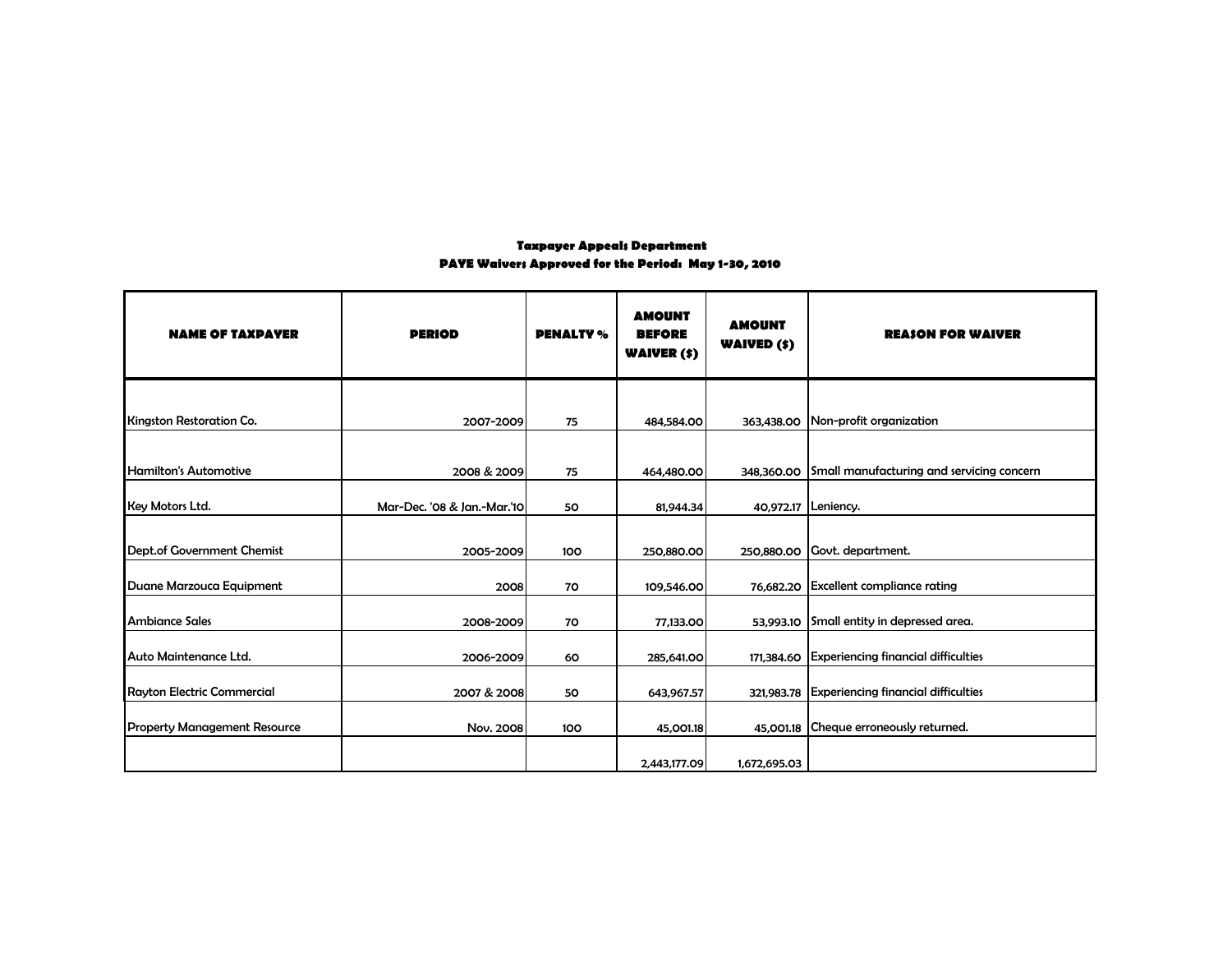**Taxpayer Appeals Department**
**PAYE Waivers Approved for the Period: May 1-30, 2010**

| NAME OF TAXPAYER | PERIOD | PENALTY % | AMOUNT BEFORE WAIVER ($) | AMOUNT WAIVED ($) | REASON FOR WAIVER |
|---|---|---|---|---|---|
| Kingston Restoration Co. | 2007-2009 | 75 | 484,584.00 | 363,438.00 | Non-profit organization |
| Hamilton's Automotive | 2008 & 2009 | 75 | 464,480.00 | 348,360.00 | Small manufacturing and servicing concern |
| Key Motors Ltd. | Mar-Dec. '08 & Jan.-Mar.'10 | 50 | 81,944.34 | 40,972.17 | Leniency. |
| Dept.of Government Chemist | 2005-2009 | 100 | 250,880.00 | 250,880.00 | Govt. department. |
| Duane Marzouca Equipment | 2008 | 70 | 109,546.00 | 76,682.20 | Excellent compliance rating |
| Ambiance Sales | 2008-2009 | 70 | 77,133.00 | 53,993.10 | Small entity in depressed area. |
| Auto Maintenance Ltd. | 2006-2009 | 60 | 285,641.00 | 171,384.60 | Experiencing financial difficulties |
| Rayton Electric Commercial | 2007 & 2008 | 50 | 643,967.57 | 321,983.78 | Experiencing financial difficulties |
| Property Management Resource | Nov. 2008 | 100 | 45,001.18 | 45,001.18 | Cheque erroneously returned. |
| | | | 2,443,177.09 | 1,672,695.03 | |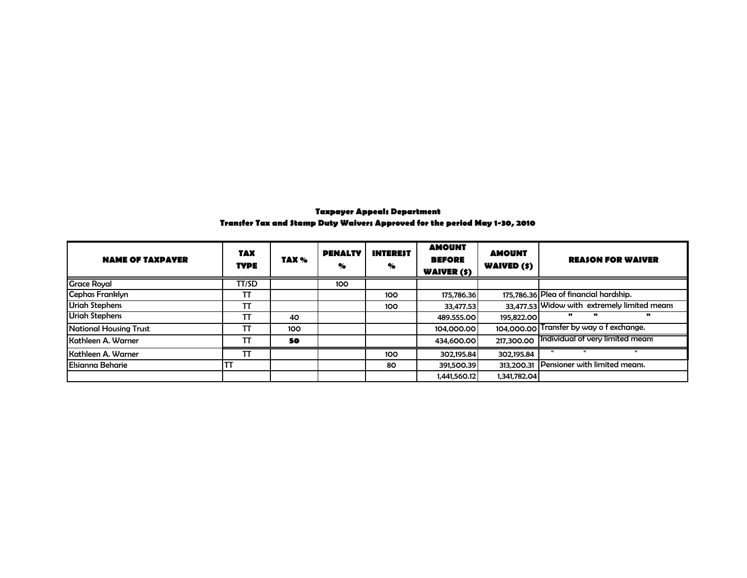## Taxpayer Appeals Department

### Transfer Tax and Stamp Duty Waivers Approved for the period May 1-30, 2010

| NAME OF TAXPAYER | TAX TYPE | TAX % | PENALTY % | INTEREST % | AMOUNT BEFORE WAIVER ($) | AMOUNT WAIVED ($) | REASON FOR WAIVER |
|---|---|---|---|---|---|---|---|
| Grace Royal | TT/SD | | 100 | | | | |
| Cephas Franklyn | TT | | | 100 | 175,786.36 | 175,786.36 | Plea of financial hardship. |
| Uriah Stephens | TT | | | 100 | 33,477.53 | 33,477.53 | Widow with extremely limited means |
| Uriah Stephens | TT | 40 | | | 489.555.00 | 195,822.00 | " " " |
| National Housing Trust | TT | 100 | | | 104,000.00 | 104,000.00 | Transfer by way o f exchange. |
| Kathleen A. Warner | TT | **50** | | | 434,600.00 | 217,300.00 | Individual of very limited means |
| Kathleen A. Warner | TT | | | 100 | 302,195.84 | 302,195.84 | " " " |
| Elsianna Beharie | TT | | | 80 | 391,500.39 | 313,200.31 | Pensioner with limited means. |
| | | | | | 1,441,560.12 | 1,341,782.04 | |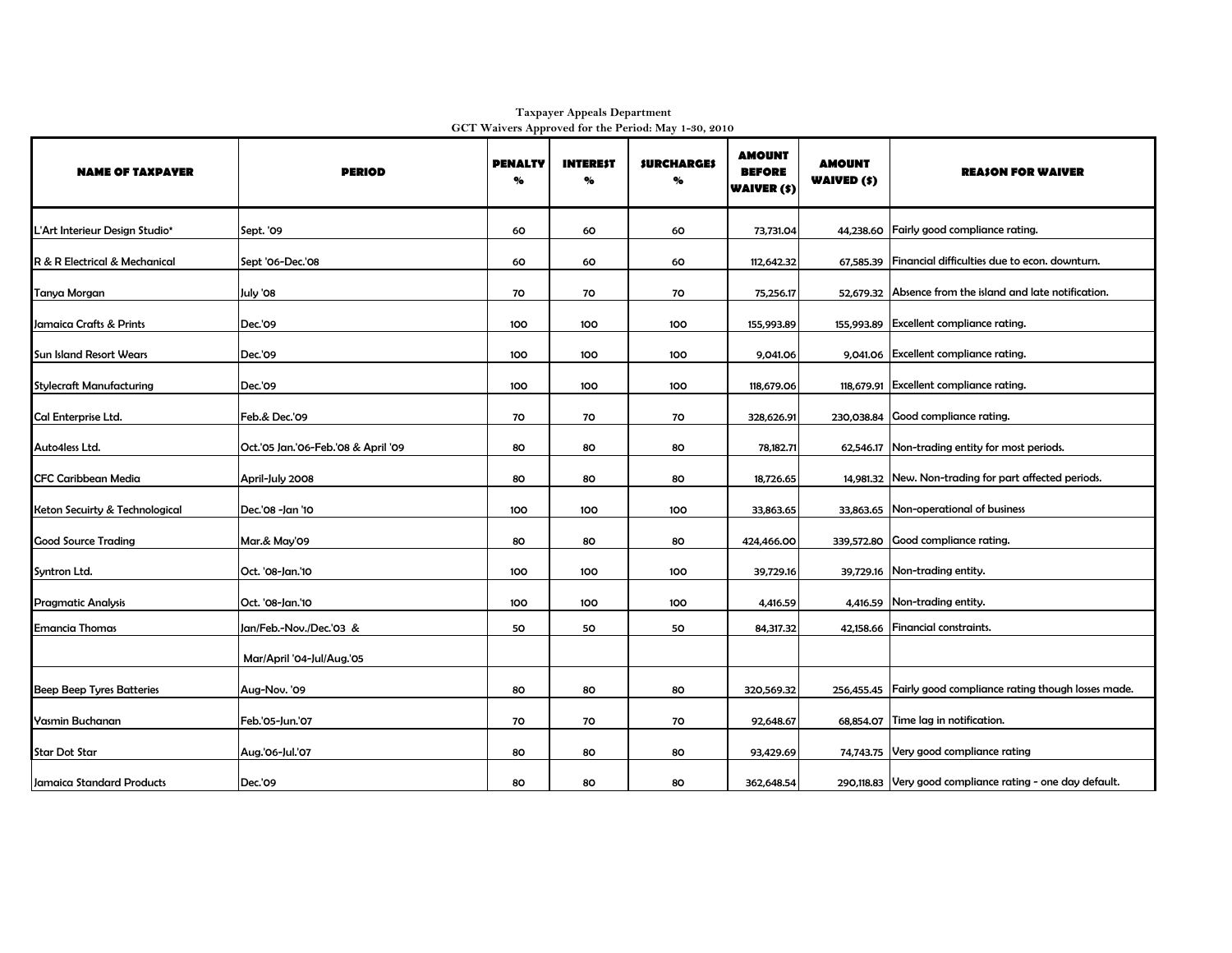Taxpayer Appeals Department
GCT Waivers Approved for the Period: May 1-30, 2010

| NAME OF TAXPAYER | PERIOD | PENALTY % | INTEREST % | SURCHARGES % | AMOUNT BEFORE WAIVER ($) | AMOUNT WAIVED ($) | REASON FOR WAIVER |
|---|---|---|---|---|---|---|---|
| L'Art Interieur Design Studio* | Sept. '09 | 60 | 60 | 60 | 73,731.04 | 44,238.60 | Fairly good compliance rating. |
| R & R Electrical & Mechanical | Sept '06-Dec.'08 | 60 | 60 | 60 | 112,642.32 | 67,585.39 | Financial difficulties due to econ. downturn. |
| Tanya Morgan | July '08 | 70 | 70 | 70 | 75,256.17 | 52,679.32 | Absence from the island and late notification. |
| Jamaica Crafts & Prints | Dec.'09 | 100 | 100 | 100 | 155,993.89 | 155,993.89 | Excellent compliance rating. |
| Sun Island Resort Wears | Dec.'09 | 100 | 100 | 100 | 9,041.06 | 9,041.06 | Excellent compliance rating. |
| Stylecraft Manufacturing | Dec.'09 | 100 | 100 | 100 | 118,679.06 | 118,679.91 | Excellent compliance rating. |
| Cal Enterprise Ltd. | Feb.& Dec.'09 | 70 | 70 | 70 | 328,626.91 | 230,038.84 | Good compliance rating. |
| Auto4less Ltd. | Oct.'05 Jan.'06-Feb.'08 & April '09 | 80 | 80 | 80 | 78,182.71 | 62,546.17 | Non-trading entity for most periods. |
| CFC Caribbean Media | April-July 2008 | 80 | 80 | 80 | 18,726.65 | 14,981.32 | New. Non-trading for part affected periods. |
| Keton Secuirty & Technological | Dec.'08 -Jan '10 | 100 | 100 | 100 | 33,863.65 | 33,863.65 | Non-operational of business |
| Good Source Trading | Mar.& May'09 | 80 | 80 | 80 | 424,466.00 | 339,572.80 | Good compliance rating. |
| Syntron Ltd. | Oct. '08-Jan.'10 | 100 | 100 | 100 | 39,729.16 | 39,729.16 | Non-trading entity. |
| Pragmatic Analysis | Oct. '08-Jan.'10 | 100 | 100 | 100 | 4,416.59 | 4,416.59 | Non-trading entity. |
| Emancia Thomas | Jan/Feb.-Nov./Dec.'03 & | 50 | 50 | 50 | 84,317.32 | 42,158.66 | Financial constraints. |
| | Mar/April '04-Jul/Aug.'05 | | | | | | |
| Beep Beep Tyres Batteries | Aug-Nov. '09 | 80 | 80 | 80 | 320,569.32 | 256,455.45 | Fairly good compliance rating though losses made. |
| Yasmin Buchanan | Feb.'05-Jun.'07 | 70 | 70 | 70 | 92,648.67 | 68,854.07 | Time lag in notification. |
| Star Dot Star | Aug.'06-Jul.'07 | 80 | 80 | 80 | 93,429.69 | 74,743.75 | Very good compliance rating |
| Jamaica Standard Products | Dec.'09 | 80 | 80 | 80 | 362,648.54 | 290,118.83 | Very good compliance rating - one day default. |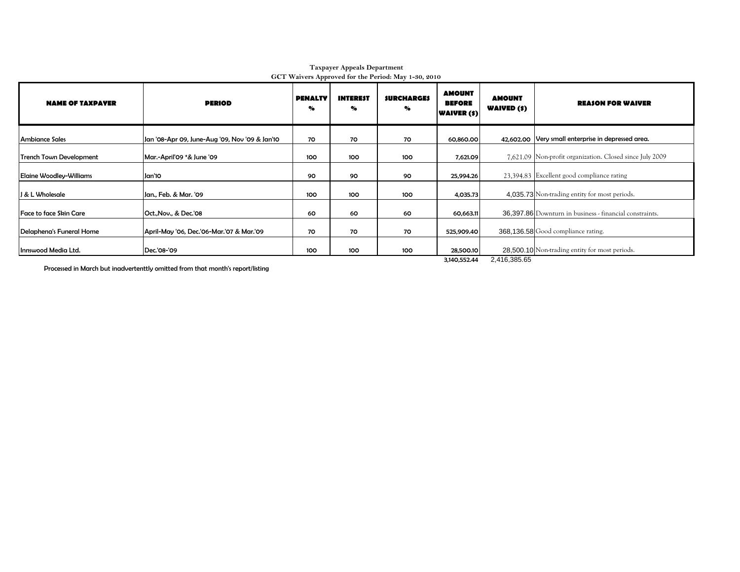**Taxpayer Appeals Department**
**GCT Waivers Approved for the Period: May 1-30, 2010**

| NAME OF TAXPAYER | PERIOD | PENALTY % | INTEREST % | SURCHARGES % | AMOUNT BEFORE WAIVER ($) | AMOUNT WAIVED ($) | REASON FOR WAIVER |
|---|---|---|---|---|---|---|---|
| Ambiance Sales | Jan '08-Apr 09, June-Aug '09, Nov '09 & Jan'10 | 70 | 70 | 70 | 60,860.00 | 42,602.00 | Very small enterprise in depressed area. |
| Trench Town Development | Mar.-April'09 *& June '09 | 100 | 100 | 100 | 7,621.09 | 7,621.09 | Non-profit organization. Closed since July 2009 |
| Elaine Woodley-Williams | Jan'10 | 90 | 90 | 90 | 25,994.26 | 23,394.83 | Excellent good compliance rating |
| J & L Wholesale | Jan., Feb. & Mar. '09 | 100 | 100 | 100 | 4,035.73 | 4,035.73 | Non-trading entity for most periods. |
| Face to face Skin Care | Oct.,Nov., & Dec.'08 | 60 | 60 | 60 | 60,663.11 | 36,397.86 | Downturn in business - financial constraints. |
| Delaphena's Funeral Home | April-May '06, Dec.'06-Mar.'07 & Mar.'09 | 70 | 70 | 70 | 525,909.40 | 368,136.58 | Good compliance rating. |
| Innswood Media Ltd. | Dec.'08-'09 | 100 | 100 | 100 | 28,500.10 | 28,500.10 | Non-trading entity for most periods. |
| | | | | | 3,140,552.44 | 2,416,385.65 | |

Processed in March but inadvertenttly omitted from that month's report/listing